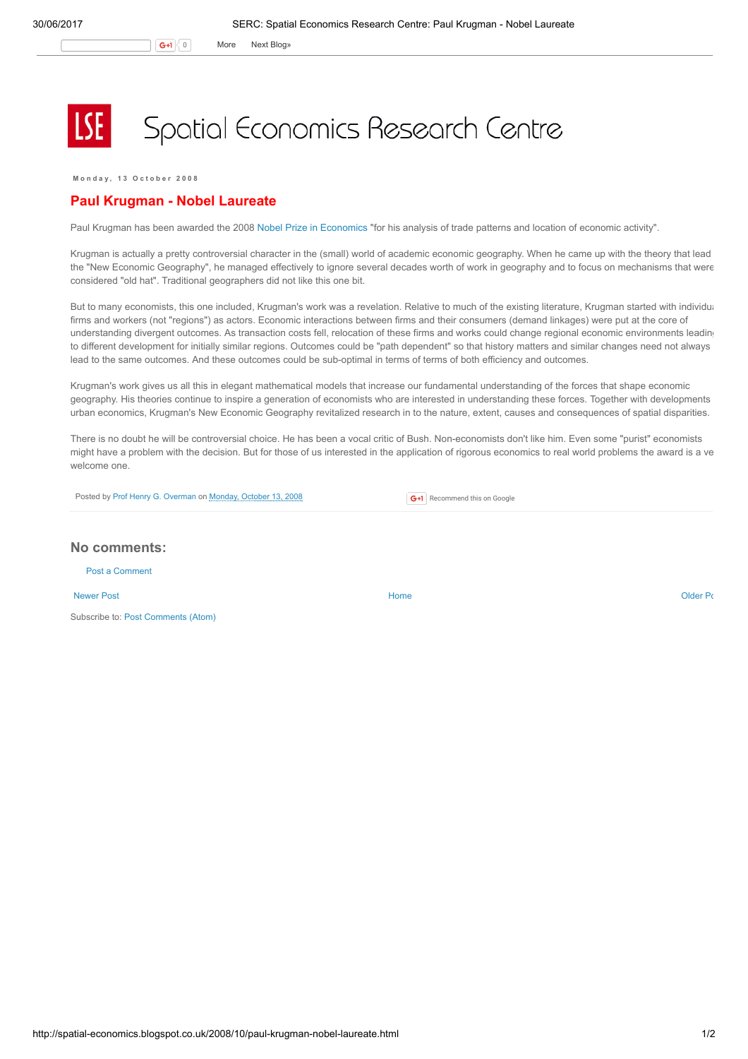# Spatial Economics Research Centre

Monday, 13 October 2008

## Paul Krugman - Nobel Laureate

Paul Krugman has been awarded the 2008 Nobel Prize in Economics "for his analysis of trade patterns and location of economic activity".

Krugman is actually a pretty controversial character in the (small) world of academic economic geography. When he came up with the theory that lead the "New Economic Geography", he managed effectively to ignore several decades worth of work in geography and to focus on mechanisms that were considered "old hat". Traditional geographers did not like this one bit.

But to many economists, this one included, Krugman's work was a revelation. Relative to much of the existing literature, Krugman started with individua firms and workers (not "regions") as actors. Economic interactions between firms and their consumers (demand linkages) were put at the core of understanding divergent outcomes. As transaction costs fell, relocation of these firms and works could change regional economic environments leadin to different development for initially similar regions. Outcomes could be "path dependent" so that history matters and similar changes need not always lead to the same outcomes. And these outcomes could be sub-optimal in terms of terms of both efficiency and outcomes.

Krugman's work gives us all this in elegant mathematical models that increase our fundamental understanding of the forces that shape economic geography. His theories continue to inspire a generation of economists who are interested in understanding these forces. Together with developments urban economics, Krugman's New Economic Geography revitalized research in to the nature, extent, causes and consequences of spatial disparities.

There is no doubt he will be controversial choice. He has been a vocal critic of Bush. Non-economists don't like him. Even some "purist" economists might have a problem with the decision. But for those of us interested in the application of rigorous economics to real world problems the award is a ve welcome one.

Posted by Prof Henry G. Overman on Monday, October 13, 2008

Recommend this on Google

### No comments:

Post a Comment

Newer Post | Home | Older Po

Subscribe to: Post Comments (Atom)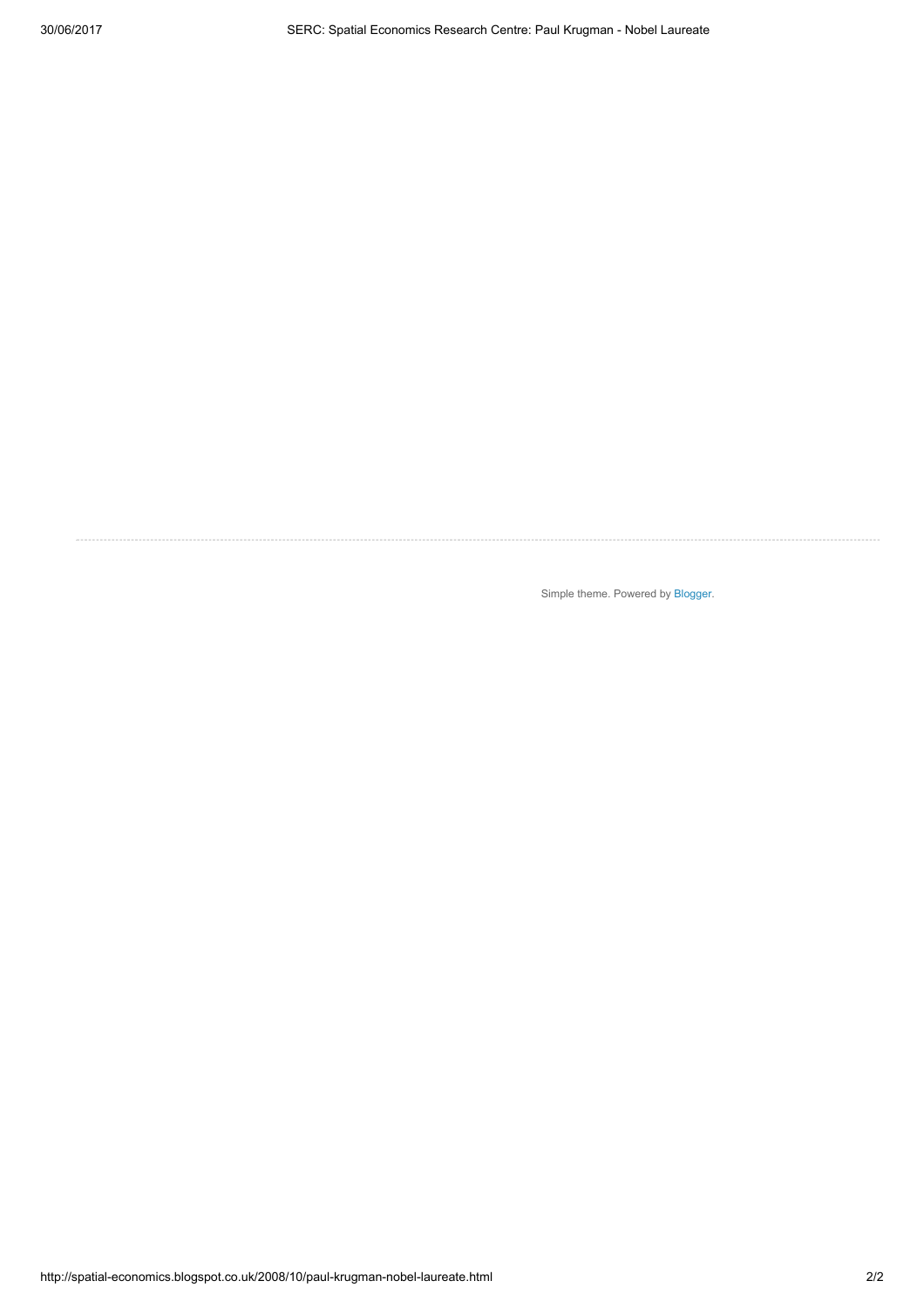Simple theme. Powered by [Blogger](https://www.blogger.com).